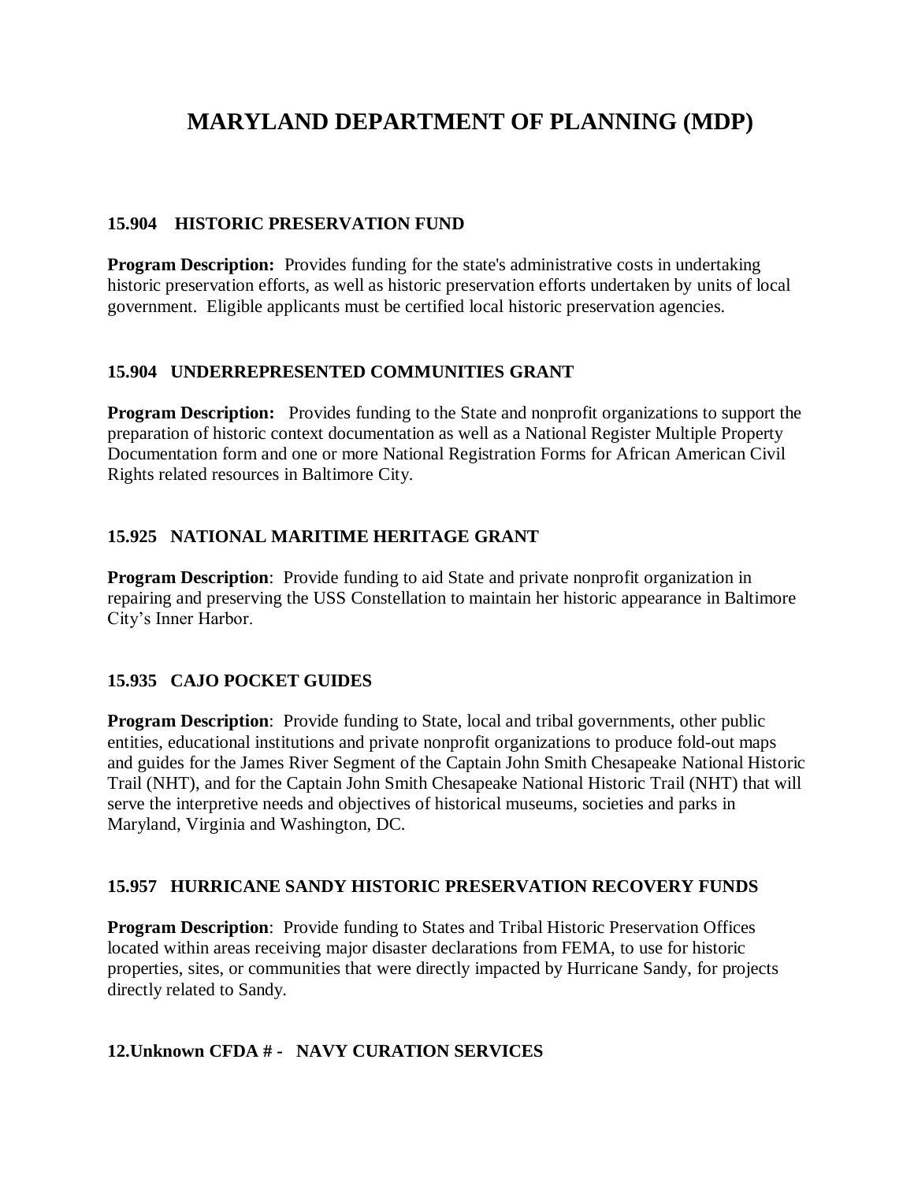# MARYLAND DEPARTMENT OF PLANNING (MDP)

### 15.904 HISTORIC PRESERVATION FUND

**Program Description:** Provides funding for the state's administrative costs in undertaking historic preservation efforts, as well as historic preservation efforts undertaken by units of local government. Eligible applicants must be certified local historic preservation agencies.

### 15.904 UNDERREPRESENTED COMMUNITIES GRANT

**Program Description:** Provides funding to the State and nonprofit organizations to support the preparation of historic context documentation as well as a National Register Multiple Property Documentation form and one or more National Registration Forms for African American Civil Rights related resources in Baltimore City.

### 15.925 NATIONAL MARITIME HERITAGE GRANT

**Program Description**: Provide funding to aid State and private nonprofit organization in repairing and preserving the USS Constellation to maintain her historic appearance in Baltimore City's Inner Harbor.

### 15.935 CAJO POCKET GUIDES

**Program Description**: Provide funding to State, local and tribal governments, other public entities, educational institutions and private nonprofit organizations to produce fold-out maps and guides for the James River Segment of the Captain John Smith Chesapeake National Historic Trail (NHT), and for the Captain John Smith Chesapeake National Historic Trail (NHT) that will serve the interpretive needs and objectives of historical museums, societies and parks in Maryland, Virginia and Washington, DC.

### 15.957 HURRICANE SANDY HISTORIC PRESERVATION RECOVERY FUNDS

**Program Description**: Provide funding to States and Tribal Historic Preservation Offices located within areas receiving major disaster declarations from FEMA, to use for historic properties, sites, or communities that were directly impacted by Hurricane Sandy, for projects directly related to Sandy.

### 12.Unknown CFDA # - NAVY CURATION SERVICES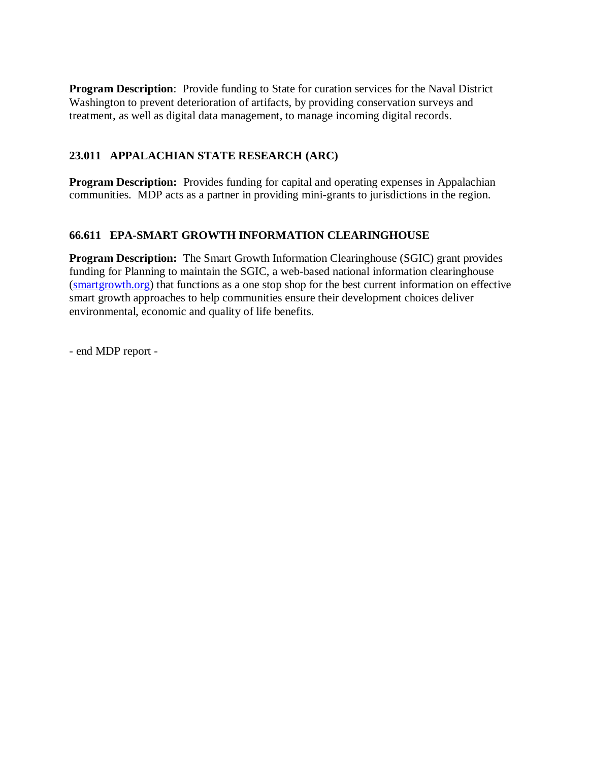**Program Description**: Provide funding to State for curation services for the Naval District Washington to prevent deterioration of artifacts, by providing conservation surveys and treatment, as well as digital data management, to manage incoming digital records.

### 23.011 APPALACHIAN STATE RESEARCH (ARC)

**Program Description:** Provides funding for capital and operating expenses in Appalachian communities. MDP acts as a partner in providing mini-grants to jurisdictions in the region.

### 66.611 EPA-SMART GROWTH INFORMATION CLEARINGHOUSE

**Program Description:** The Smart Growth Information Clearinghouse (SGIC) grant provides funding for Planning to maintain the SGIC, a web-based national information clearinghouse ([smartgrowth.org](smartgrowth.org)) that functions as a one stop shop for the best current information on effective smart growth approaches to help communities ensure their development choices deliver environmental, economic and quality of life benefits.

- end MDP report -